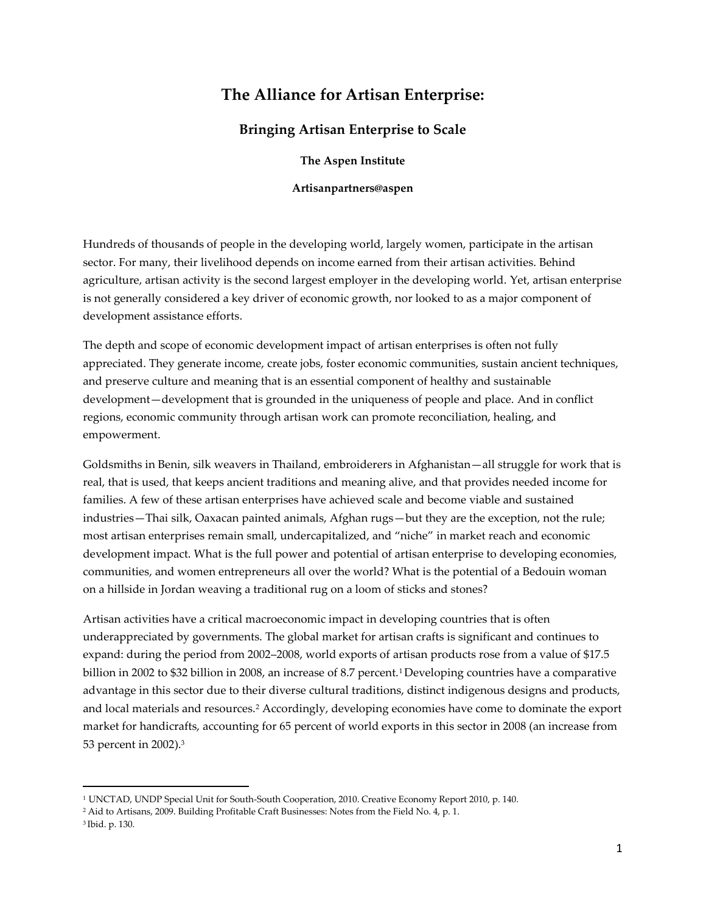# The Alliance for Artisan Enterprise:

## Bringing Artisan Enterprise to Scale

**The Aspen Institute**

**Artisanpartners@aspen**

Hundreds of thousands of people in the developing world, largely women, participate in the artisan sector. For many, their livelihood depends on income earned from their artisan activities. Behind agriculture, artisan activity is the second largest employer in the developing world. Yet, artisan enterprise is not generally considered a key driver of economic growth, nor looked to as a major component of development assistance efforts.

The depth and scope of economic development impact of artisan enterprises is often not fully appreciated. They generate income, create jobs, foster economic communities, sustain ancient techniques, and preserve culture and meaning that is an essential component of healthy and sustainable development—development that is grounded in the uniqueness of people and place. And in conflict regions, economic community through artisan work can promote reconciliation, healing, and empowerment.

Goldsmiths in Benin, silk weavers in Thailand, embroiderers in Afghanistan—all struggle for work that is real, that is used, that keeps ancient traditions and meaning alive, and that provides needed income for families. A few of these artisan enterprises have achieved scale and become viable and sustained industries—Thai silk, Oaxacan painted animals, Afghan rugs—but they are the exception, not the rule; most artisan enterprises remain small, undercapitalized, and "niche" in market reach and economic development impact. What is the full power and potential of artisan enterprise to developing economies, communities, and women entrepreneurs all over the world? What is the potential of a Bedouin woman on a hillside in Jordan weaving a traditional rug on a loom of sticks and stones?

Artisan activities have a critical macroeconomic impact in developing countries that is often underappreciated by governments. The global market for artisan crafts is significant and continues to expand: during the period from 2002–2008, world exports of artisan products rose from a value of $17.5 billion in 2002 to $32 billion in 2008, an increase of 8.7 percent.[1] Developing countries have a comparative advantage in this sector due to their diverse cultural traditions, distinct indigenous designs and products, and local materials and resources.[2] Accordingly, developing economies have come to dominate the export market for handicrafts, accounting for 65 percent of world exports in this sector in 2008 (an increase from 53 percent in 2002).[3]

---

[1] UNCTAD, UNDP Special Unit for South-South Cooperation, 2010. Creative Economy Report 2010, p. 140.

[2] Aid to Artisans, 2009. Building Profitable Craft Businesses: Notes from the Field No. 4, p. 1.

[3] Ibid. p. 130.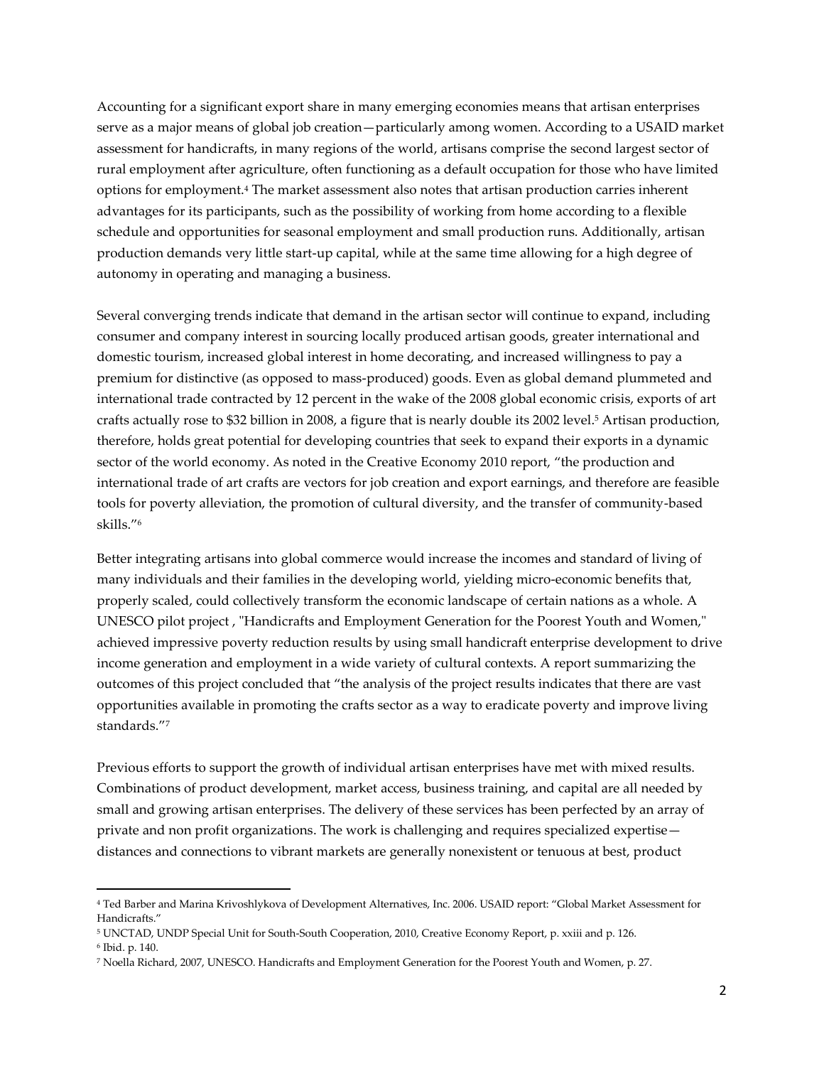Accounting for a significant export share in many emerging economies means that artisan enterprises serve as a major means of global job creation—particularly among women. According to a USAID market assessment for handicrafts, in many regions of the world, artisans comprise the second largest sector of rural employment after agriculture, often functioning as a default occupation for those who have limited options for employment.[4] The market assessment also notes that artisan production carries inherent advantages for its participants, such as the possibility of working from home according to a flexible schedule and opportunities for seasonal employment and small production runs. Additionally, artisan production demands very little start-up capital, while at the same time allowing for a high degree of autonomy in operating and managing a business.

Several converging trends indicate that demand in the artisan sector will continue to expand, including consumer and company interest in sourcing locally produced artisan goods, greater international and domestic tourism, increased global interest in home decorating, and increased willingness to pay a premium for distinctive (as opposed to mass-produced) goods. Even as global demand plummeted and international trade contracted by 12 percent in the wake of the 2008 global economic crisis, exports of art crafts actually rose to $32 billion in 2008, a figure that is nearly double its 2002 level.[5] Artisan production, therefore, holds great potential for developing countries that seek to expand their exports in a dynamic sector of the world economy. As noted in the Creative Economy 2010 report, "the production and international trade of art crafts are vectors for job creation and export earnings, and therefore are feasible tools for poverty alleviation, the promotion of cultural diversity, and the transfer of community-based skills."[6]

Better integrating artisans into global commerce would increase the incomes and standard of living of many individuals and their families in the developing world, yielding micro-economic benefits that, properly scaled, could collectively transform the economic landscape of certain nations as a whole. A UNESCO pilot project , "Handicrafts and Employment Generation for the Poorest Youth and Women," achieved impressive poverty reduction results by using small handicraft enterprise development to drive income generation and employment in a wide variety of cultural contexts. A report summarizing the outcomes of this project concluded that "the analysis of the project results indicates that there are vast opportunities available in promoting the crafts sector as a way to eradicate poverty and improve living standards."[7]

Previous efforts to support the growth of individual artisan enterprises have met with mixed results. Combinations of product development, market access, business training, and capital are all needed by small and growing artisan enterprises. The delivery of these services has been perfected by an array of private and non profit organizations. The work is challenging and requires specialized expertise—distances and connections to vibrant markets are generally nonexistent or tenuous at best, product

---

[4] Ted Barber and Marina Krivoshlykova of Development Alternatives, Inc. 2006. USAID report: "Global Market Assessment for Handicrafts."

[5] UNCTAD, UNDP Special Unit for South-South Cooperation, 2010, Creative Economy Report, p. xxiii and p. 126.

[6] Ibid. p. 140.

[7] Noella Richard, 2007, UNESCO. Handicrafts and Employment Generation for the Poorest Youth and Women, p. 27.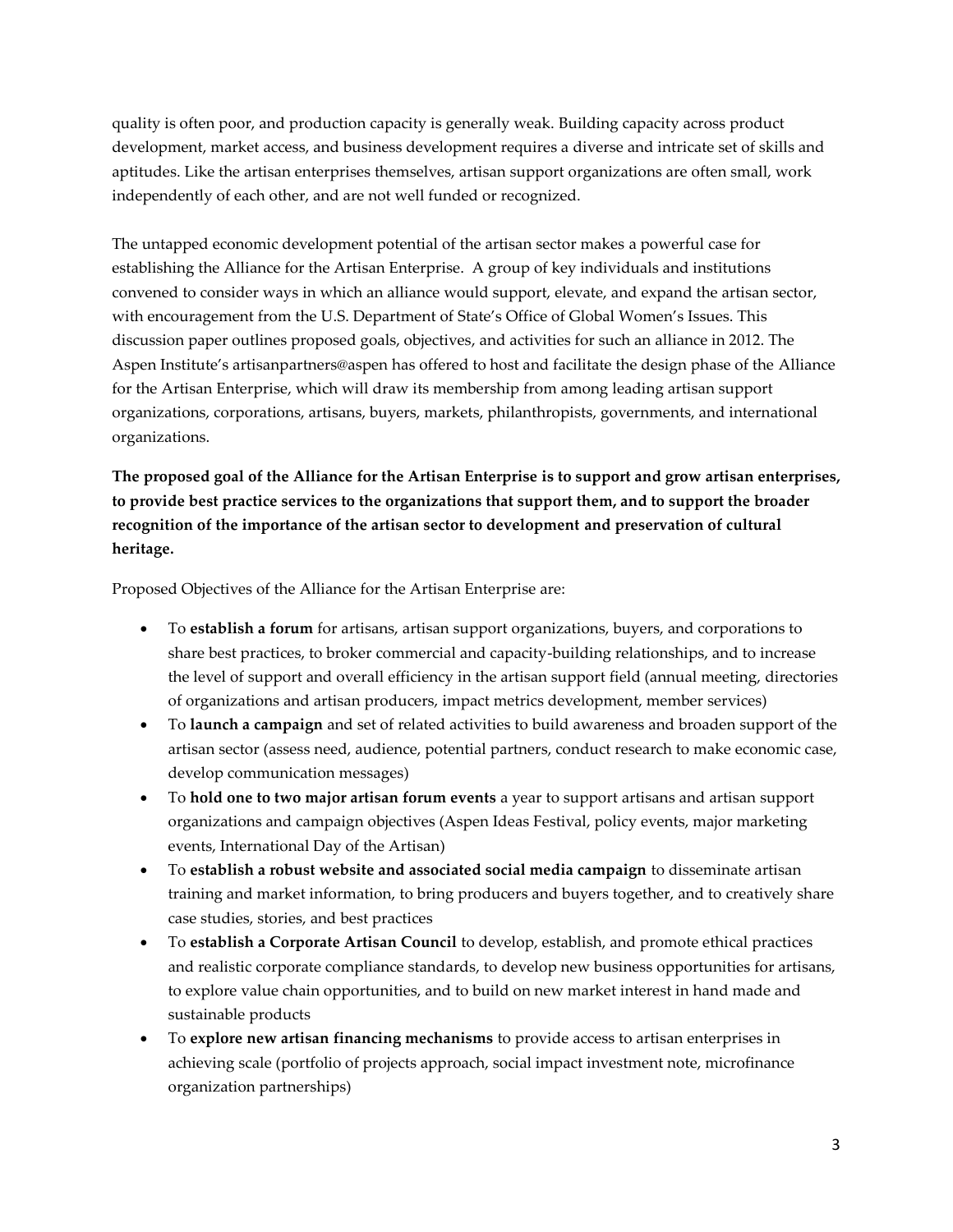quality is often poor, and production capacity is generally weak. Building capacity across product development, market access, and business development requires a diverse and intricate set of skills and aptitudes. Like the artisan enterprises themselves, artisan support organizations are often small, work independently of each other, and are not well funded or recognized.

The untapped economic development potential of the artisan sector makes a powerful case for establishing the Alliance for the Artisan Enterprise. A group of key individuals and institutions convened to consider ways in which an alliance would support, elevate, and expand the artisan sector, with encouragement from the U.S. Department of State's Office of Global Women's Issues. This discussion paper outlines proposed goals, objectives, and activities for such an alliance in 2012. The Aspen Institute's artisanpartners@aspen has offered to host and facilitate the design phase of the Alliance for the Artisan Enterprise, which will draw its membership from among leading artisan support organizations, corporations, artisans, buyers, markets, philanthropists, governments, and international organizations.

**The proposed goal of the Alliance for the Artisan Enterprise is to support and grow artisan enterprises, to provide best practice services to the organizations that support them, and to support the broader recognition of the importance of the artisan sector to development and preservation of cultural heritage.**

Proposed Objectives of the Alliance for the Artisan Enterprise are:

- To **establish a forum** for artisans, artisan support organizations, buyers, and corporations to share best practices, to broker commercial and capacity-building relationships, and to increase the level of support and overall efficiency in the artisan support field (annual meeting, directories of organizations and artisan producers, impact metrics development, member services)
- To **launch a campaign** and set of related activities to build awareness and broaden support of the artisan sector (assess need, audience, potential partners, conduct research to make economic case, develop communication messages)
- To **hold one to two major artisan forum events** a year to support artisans and artisan support organizations and campaign objectives (Aspen Ideas Festival, policy events, major marketing events, International Day of the Artisan)
- To **establish a robust website and associated social media campaign** to disseminate artisan training and market information, to bring producers and buyers together, and to creatively share case studies, stories, and best practices
- To **establish a Corporate Artisan Council** to develop, establish, and promote ethical practices and realistic corporate compliance standards, to develop new business opportunities for artisans, to explore value chain opportunities, and to build on new market interest in hand made and sustainable products
- To **explore new artisan financing mechanisms** to provide access to artisan enterprises in achieving scale (portfolio of projects approach, social impact investment note, microfinance organization partnerships)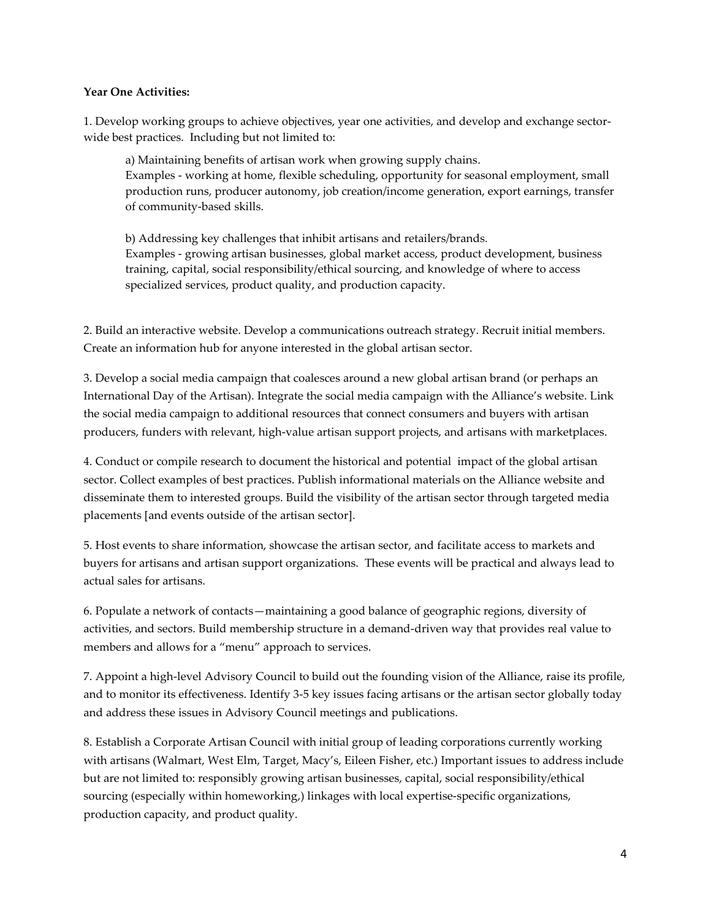**Year One Activities:**

1. Develop working groups to achieve objectives, year one activities, and develop and exchange sector-wide best practices. Including but not limited to:

   a) Maintaining benefits of artisan work when growing supply chains.
   Examples - working at home, flexible scheduling, opportunity for seasonal employment, small production runs, producer autonomy, job creation/income generation, export earnings, transfer of community-based skills.

   b) Addressing key challenges that inhibit artisans and retailers/brands.
   Examples - growing artisan businesses, global market access, product development, business training, capital, social responsibility/ethical sourcing, and knowledge of where to access specialized services, product quality, and production capacity.

2. Build an interactive website. Develop a communications outreach strategy. Recruit initial members. Create an information hub for anyone interested in the global artisan sector.

3. Develop a social media campaign that coalesces around a new global artisan brand (or perhaps an International Day of the Artisan). Integrate the social media campaign with the Alliance's website. Link the social media campaign to additional resources that connect consumers and buyers with artisan producers, funders with relevant, high-value artisan support projects, and artisans with marketplaces.

4. Conduct or compile research to document the historical and potential impact of the global artisan sector. Collect examples of best practices. Publish informational materials on the Alliance website and disseminate them to interested groups. Build the visibility of the artisan sector through targeted media placements [and events outside of the artisan sector].

5. Host events to share information, showcase the artisan sector, and facilitate access to markets and buyers for artisans and artisan support organizations. These events will be practical and always lead to actual sales for artisans.

6. Populate a network of contacts—maintaining a good balance of geographic regions, diversity of activities, and sectors. Build membership structure in a demand-driven way that provides real value to members and allows for a "menu" approach to services.

7. Appoint a high-level Advisory Council to build out the founding vision of the Alliance, raise its profile, and to monitor its effectiveness. Identify 3-5 key issues facing artisans or the artisan sector globally today and address these issues in Advisory Council meetings and publications.

8. Establish a Corporate Artisan Council with initial group of leading corporations currently working with artisans (Walmart, West Elm, Target, Macy's, Eileen Fisher, etc.) Important issues to address include but are not limited to: responsibly growing artisan businesses, capital, social responsibility/ethical sourcing (especially within homeworking,) linkages with local expertise-specific organizations, production capacity, and product quality.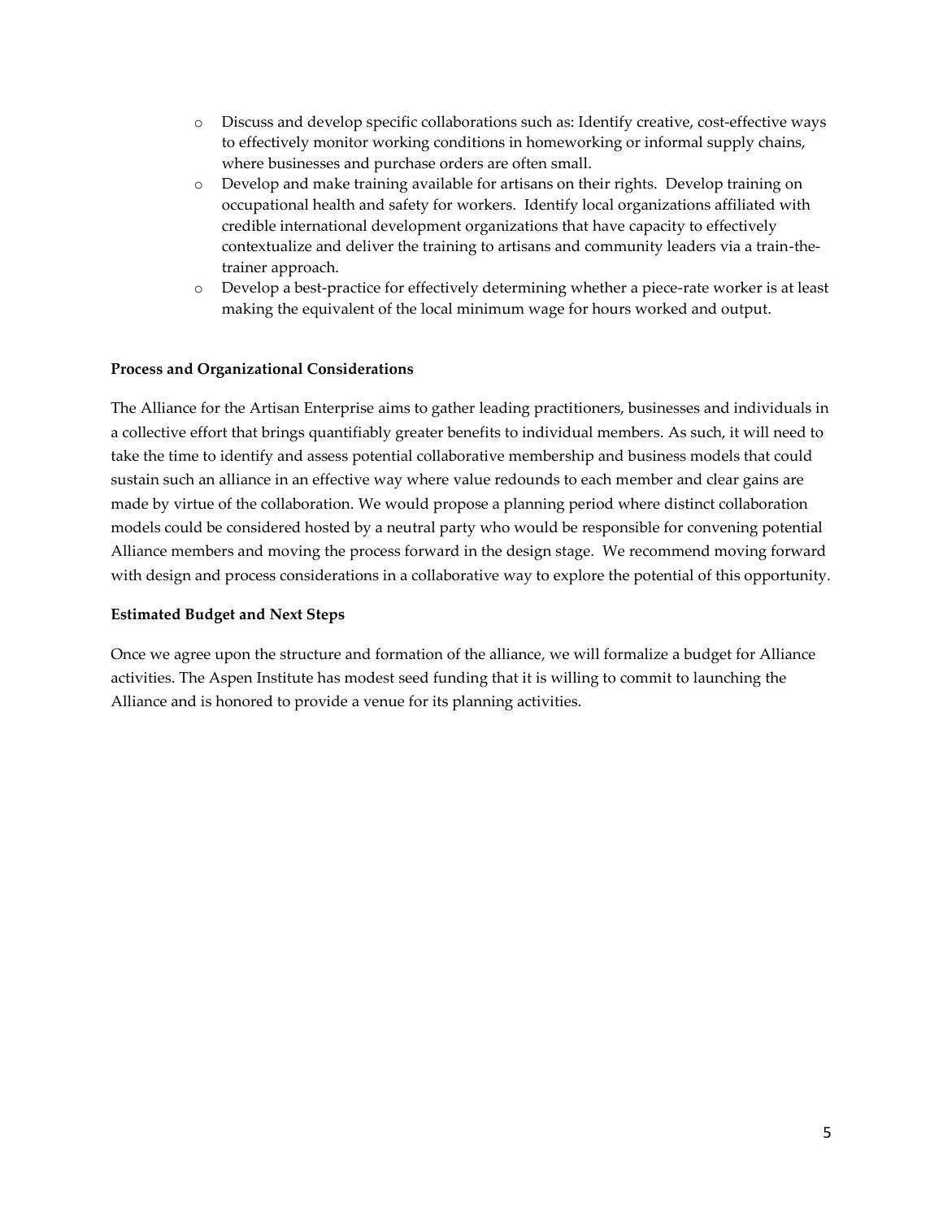- Discuss and develop specific collaborations such as: Identify creative, cost-effective ways to effectively monitor working conditions in homeworking or informal supply chains, where businesses and purchase orders are often small.
- Develop and make training available for artisans on their rights. Develop training on occupational health and safety for workers. Identify local organizations affiliated with credible international development organizations that have capacity to effectively contextualize and deliver the training to artisans and community leaders via a train-the-trainer approach.
- Develop a best-practice for effectively determining whether a piece-rate worker is at least making the equivalent of the local minimum wage for hours worked and output.

**Process and Organizational Considerations**

The Alliance for the Artisan Enterprise aims to gather leading practitioners, businesses and individuals in a collective effort that brings quantifiably greater benefits to individual members. As such, it will need to take the time to identify and assess potential collaborative membership and business models that could sustain such an alliance in an effective way where value redounds to each member and clear gains are made by virtue of the collaboration. We would propose a planning period where distinct collaboration models could be considered hosted by a neutral party who would be responsible for convening potential Alliance members and moving the process forward in the design stage. We recommend moving forward with design and process considerations in a collaborative way to explore the potential of this opportunity.

**Estimated Budget and Next Steps**

Once we agree upon the structure and formation of the alliance, we will formalize a budget for Alliance activities. The Aspen Institute has modest seed funding that it is willing to commit to launching the Alliance and is honored to provide a venue for its planning activities.